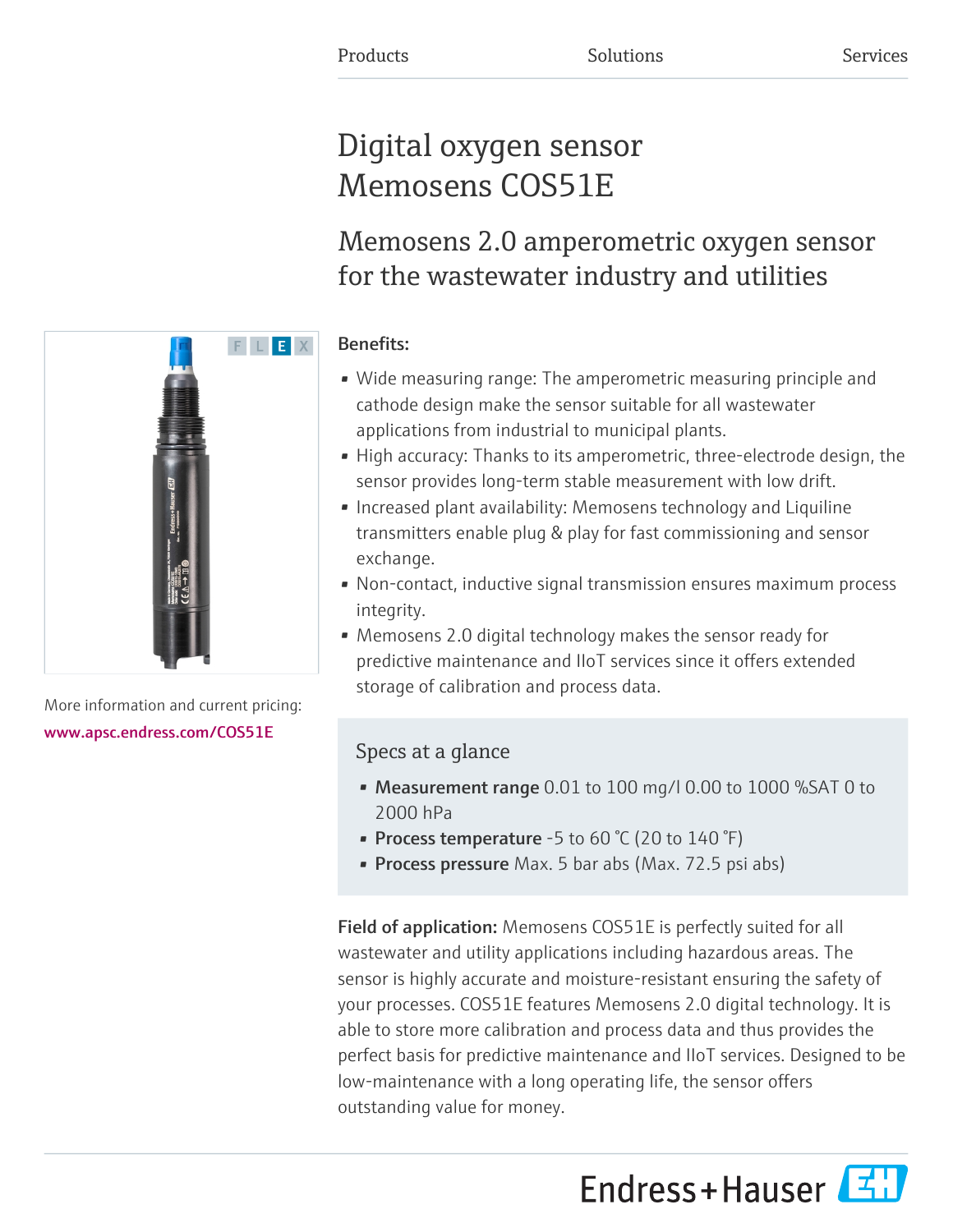Products Solutions Services

# Digital oxygen sensor Memosens COS51E

## Memosens 2.0 amperometric oxygen sensor for the wastewater industry and utilities

F L E X

More information and current pricing:
www.apsc.endress.com/COS51E

**Benefits:**

- Wide measuring range: The amperometric measuring principle and cathode design make the sensor suitable for all wastewater applications from industrial to municipal plants.
- High accuracy: Thanks to its amperometric, three-electrode design, the sensor provides long-term stable measurement with low drift.
- Increased plant availability: Memosens technology and Liquiline transmitters enable plug & play for fast commissioning and sensor exchange.
- Non-contact, inductive signal transmission ensures maximum process integrity.
- Memosens 2.0 digital technology makes the sensor ready for predictive maintenance and IIoT services since it offers extended storage of calibration and process data.

### Specs at a glance

- **Measurement range** 0.01 to 100 mg/l 0.00 to 1000 %SAT 0 to 2000 hPa
- **Process temperature** -5 to 60 °C (20 to 140 °F)
- **Process pressure** Max. 5 bar abs (Max. 72.5 psi abs)

**Field of application:** Memosens COS51E is perfectly suited for all wastewater and utility applications including hazardous areas. The sensor is highly accurate and moisture-resistant ensuring the safety of your processes. COS51E features Memosens 2.0 digital technology. It is able to store more calibration and process data and thus provides the perfect basis for predictive maintenance and IIoT services. Designed to be low-maintenance with a long operating life, the sensor offers outstanding value for money.

Endress+Hauser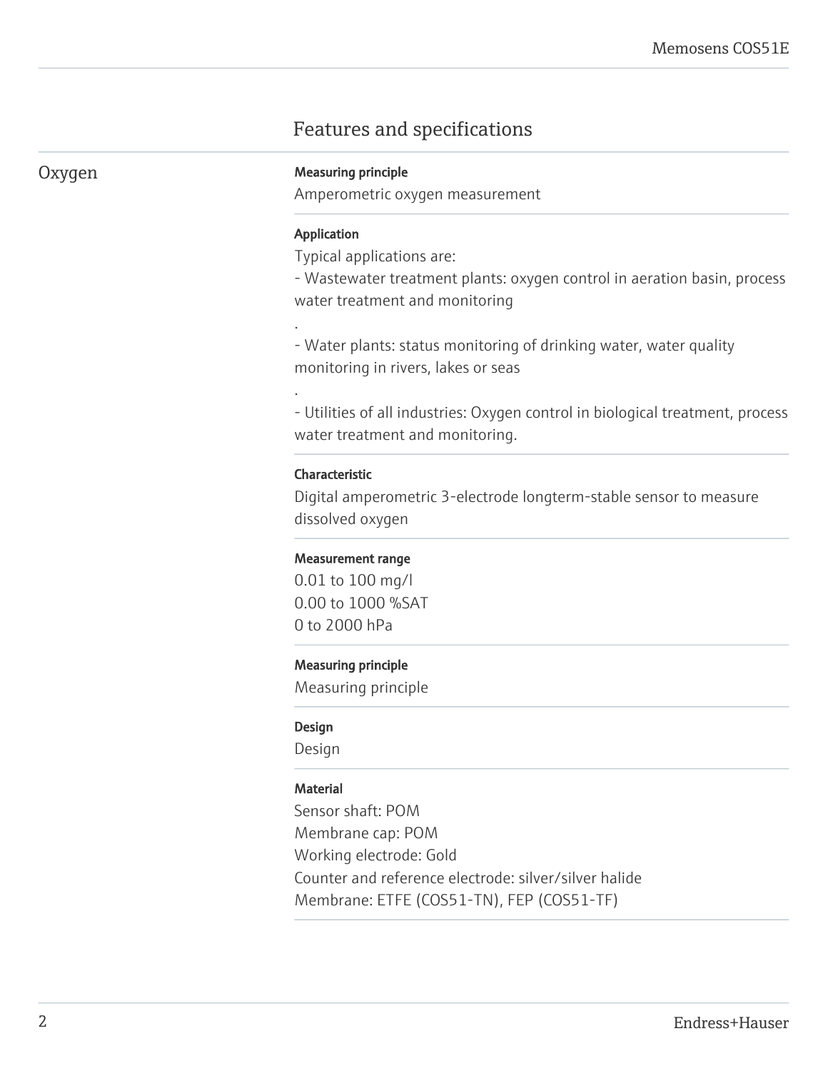## Features and specifications

### Oxygen

**Measuring principle**

Amperometric oxygen measurement

**Application**

Typical applications are:
- Wastewater treatment plants: oxygen control in aeration basin, process water treatment and monitoring
.
- Water plants: status monitoring of drinking water, water quality monitoring in rivers, lakes or seas
.
- Utilities of all industries: Oxygen control in biological treatment, process water treatment and monitoring.

**Characteristic**

Digital amperometric 3-electrode longterm-stable sensor to measure dissolved oxygen

**Measurement range**

0.01 to 100 mg/l
0.00 to 1000 %SAT
0 to 2000 hPa

**Measuring principle**

Measuring principle

**Design**

Design

**Material**

Sensor shaft: POM
Membrane cap: POM
Working electrode: Gold
Counter and reference electrode: silver/silver halide
Membrane: ETFE (COS51-TN), FEP (COS51-TF)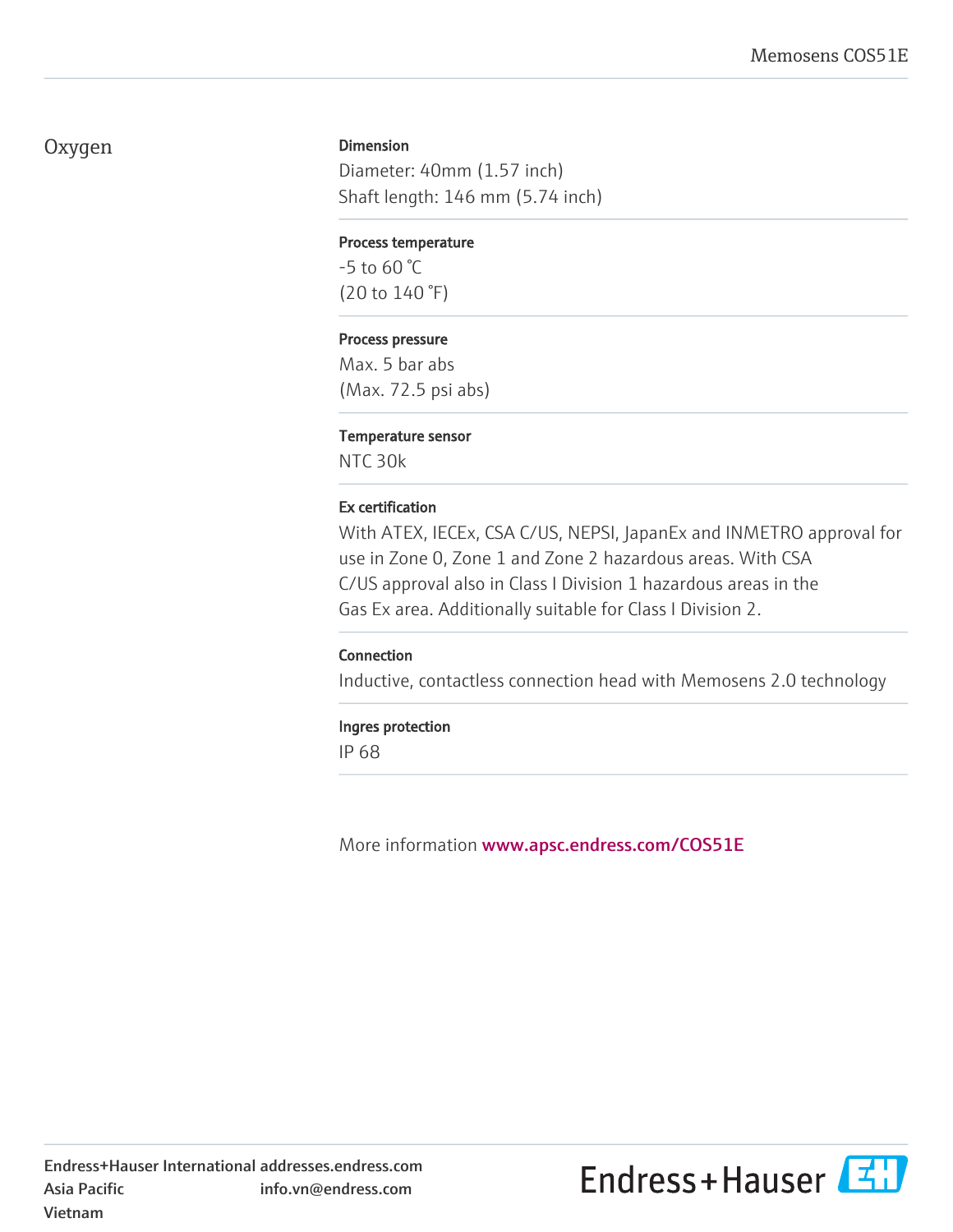## Oxygen

**Dimension**

Diameter: 40mm (1.57 inch)
Shaft length: 146 mm (5.74 inch)

**Process temperature**

-5 to 60 °C
(20 to 140 °F)

**Process pressure**

Max. 5 bar abs
(Max. 72.5 psi abs)

**Temperature sensor**

NTC 30k

**Ex certification**

With ATEX, IECEx, CSA C/US, NEPSI, JapanEx and INMETRO approval for use in Zone 0, Zone 1 and Zone 2 hazardous areas. With CSA C/US approval also in Class I Division 1 hazardous areas in the Gas Ex area. Additionally suitable for Class I Division 2.

**Connection**

Inductive, contactless connection head with Memosens 2.0 technology

**Ingres protection**

IP 68

More information **www.apsc.endress.com/COS51E**

Endress+Hauser International addresses.endress.com
Asia Pacific info.vn@endress.com
Vietnam

Endress+Hauser